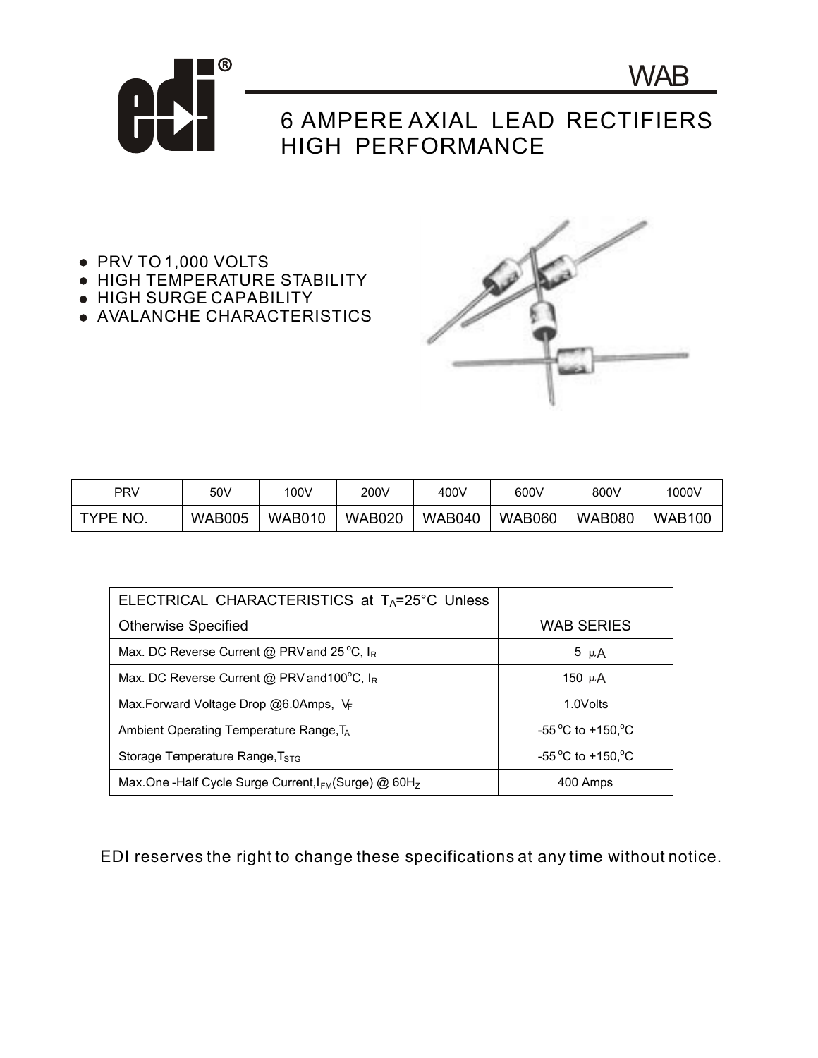# WAB

## 6 AMPERE AXIAL LEAD RECTIFIERS HIGH PERFORMANCE

- PRV TO 1,000 VOLTS
- HIGH TEMPERATURE STABILITY
- HIGH SURGE CAPABILITY
- AVALANCHE CHARACTERISTICS

| PRV | 50V | 100V | 200V | 400V | 600V | 800V | 1000V |
|---|---|---|---|---|---|---|---|
| TYPE NO. | WAB005 | WAB010 | WAB020 | WAB040 | WAB060 | WAB080 | WAB100 |

| ELECTRICAL CHARACTERISTICS at $T_A$=25°C Unless Otherwise Specified | WAB SERIES |
|---|---|
| Max. DC Reverse Current @ PRV and 25°C, $I_R$ | 5 μA |
| Max. DC Reverse Current @ PRV and100°C, $I_R$ | 150 μA |
| Max.Forward Voltage Drop @6.0Amps, $V_F$ | 1.0Volts |
| Ambient Operating Temperature Range,$T_A$ | -55°C to +150,°C |
| Storage Temperature Range,$T_{STG}$ | -55°C to +150,°C |
| Max.One -Half Cycle Surge Current,$I_{FM}$(Surge) @ 60$H_Z$ | 400 Amps |

EDI reserves the right to change these specifications at any time without notice.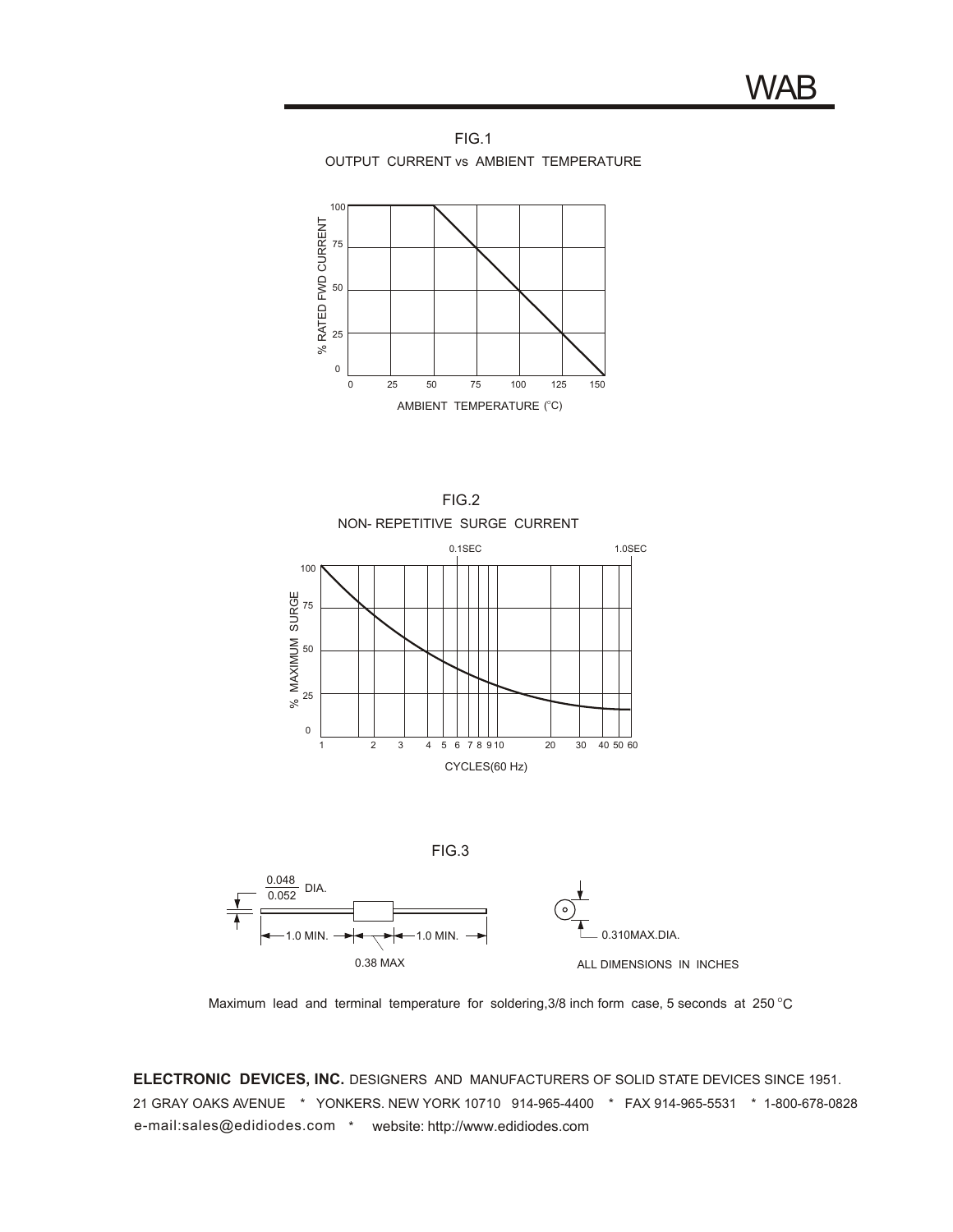# WAB

FIG.1

OUTPUT CURRENT vs AMBIENT TEMPERATURE

% RATED FWD CURRENT

100
75
50
25
0

0 25 50 75 100 125 150

AMBIENT TEMPERATURE (°C)

FIG.2

NON- REPETITIVE SURGE CURRENT

0.1SEC 1.0SEC

% MAXIMUM SURGE

100
75
50
25
0

1 2 3 4 5 6 7 8 9 10 20 30 40 50 60

CYCLES(60 Hz)

FIG.3

0.048
0.052 DIA.

1.0 MIN. 1.0 MIN.

0.38 MAX

0.310MAX.DIA.

ALL DIMENSIONS IN INCHES

Maximum lead and terminal temperature for soldering,3/8 inch form case, 5 seconds at 250 °C

**ELECTRONIC DEVICES, INC.** DESIGNERS AND MANUFACTURERS OF SOLID STATE DEVICES SINCE 1951.
21 GRAY OAKS AVENUE * YONKERS. NEW YORK 10710 914-965-4400 * FAX 914-965-5531 * 1-800-678-0828
e-mail:sales@edidiodes.com * website: http://www.edidiodes.com